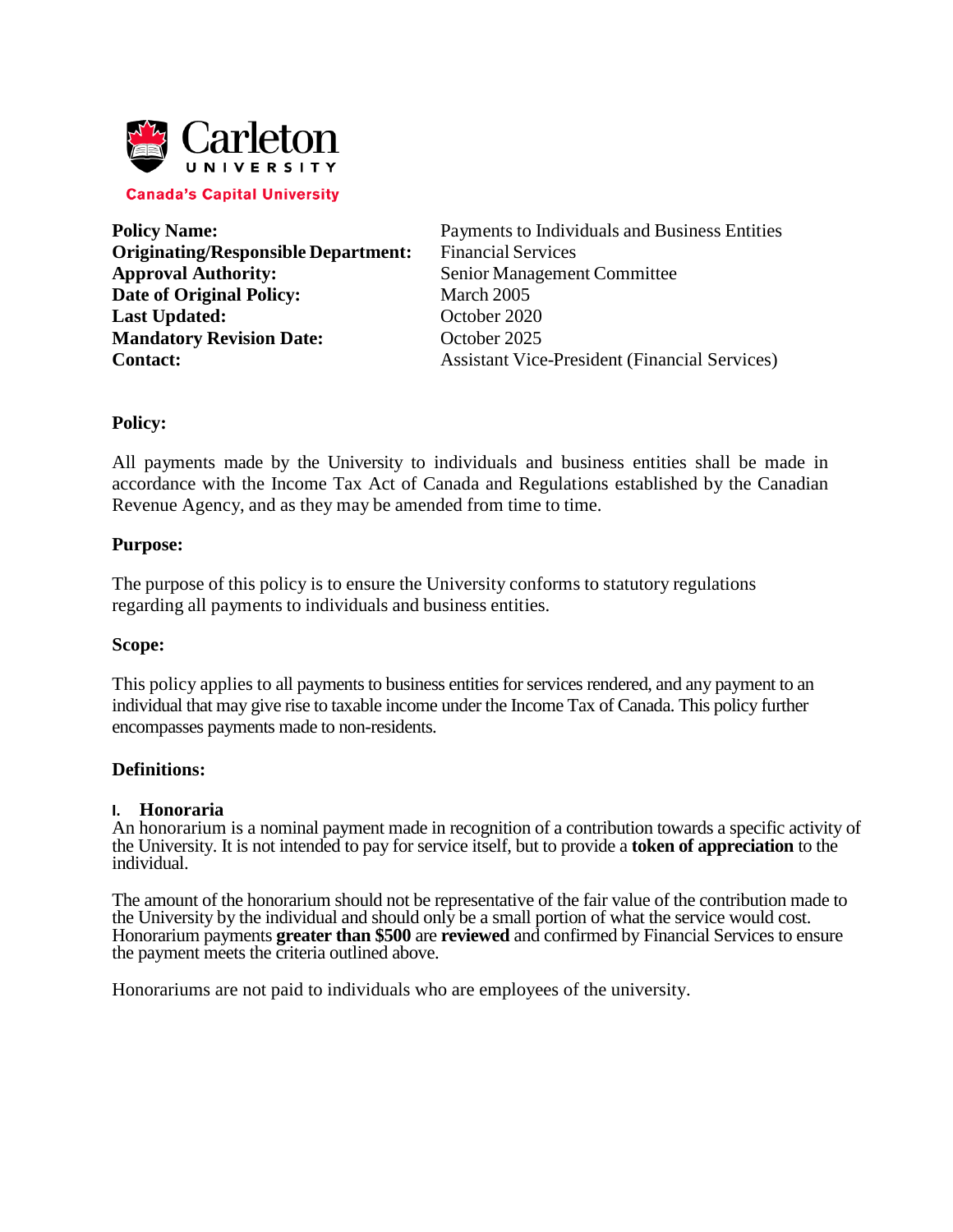Carleton University

Canada's Capital University

| | |
|---|---|
| **Policy Name:** | Payments to Individuals and Business Entities |
| **Originating/Responsible Department:** | Financial Services |
| **Approval Authority:** | Senior Management Committee |
| **Date of Original Policy:** | March 2005 |
| **Last Updated:** | October 2020 |
| **Mandatory Revision Date:** | October 2025 |
| **Contact:** | Assistant Vice-President (Financial Services) |

## Policy:

All payments made by the University to individuals and business entities shall be made in accordance with the Income Tax Act of Canada and Regulations established by the Canadian Revenue Agency, and as they may be amended from time to time.

## Purpose:

The purpose of this policy is to ensure the University conforms to statutory regulations regarding all payments to individuals and business entities.

## Scope:

This policy applies to all payments to business entities for services rendered, and any payment to an individual that may give rise to taxable income under the Income Tax of Canada. This policy further encompasses payments made to non-residents.

## Definitions:

### I. Honoraria

An honorarium is a nominal payment made in recognition of a contribution towards a specific activity of the University. It is not intended to pay for service itself, but to provide a **token of appreciation** to the individual.

The amount of the honorarium should not be representative of the fair value of the contribution made to the University by the individual and should only be a small portion of what the service would cost. Honorarium payments **greater than $500** are **reviewed** and confirmed by Financial Services to ensure the payment meets the criteria outlined above.

Honorariums are not paid to individuals who are employees of the university.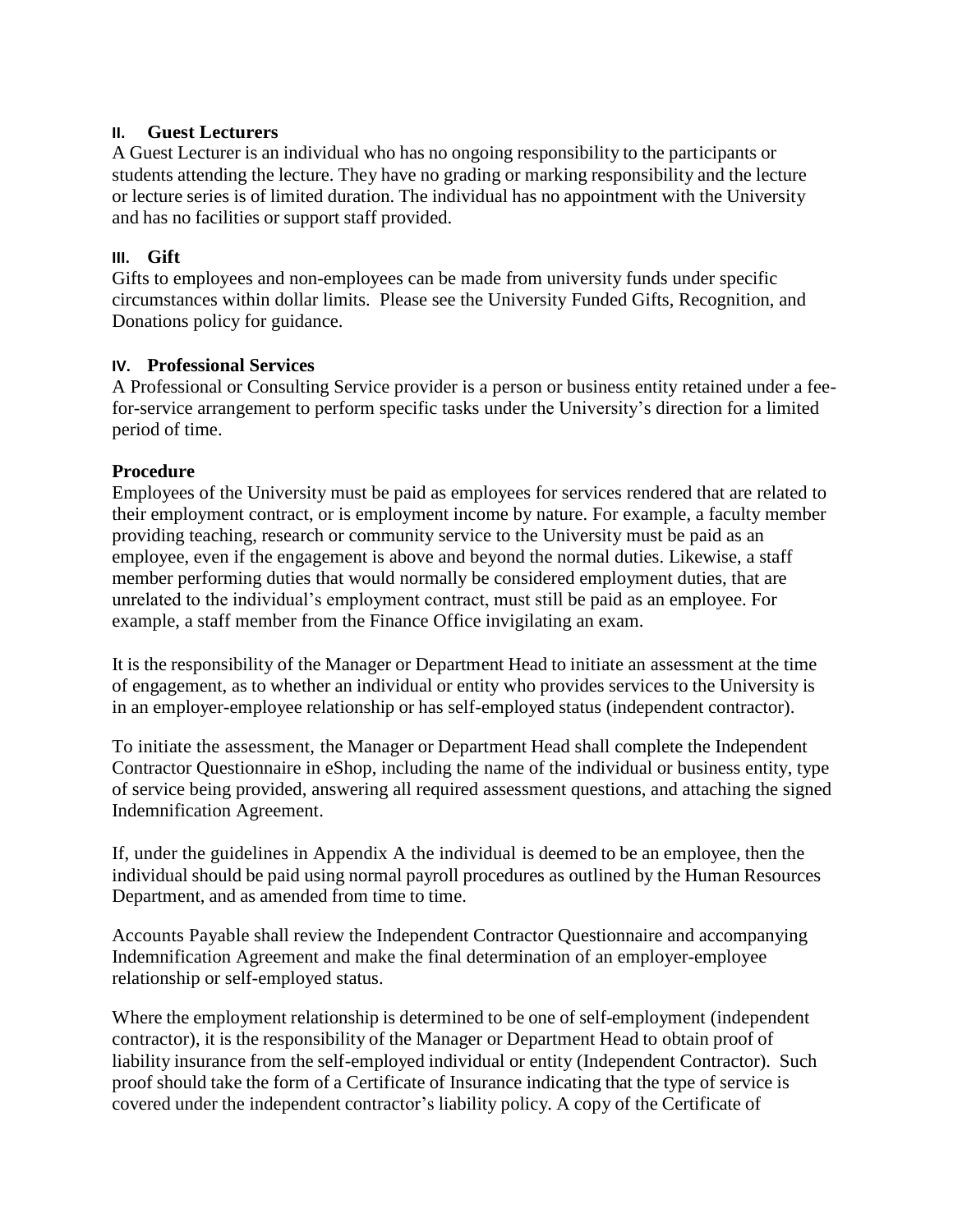### II. Guest Lecturers

A Guest Lecturer is an individual who has no ongoing responsibility to the participants or students attending the lecture. They have no grading or marking responsibility and the lecture or lecture series is of limited duration. The individual has no appointment with the University and has no facilities or support staff provided.

### III. Gift

Gifts to employees and non-employees can be made from university funds under specific circumstances within dollar limits. Please see the University Funded Gifts, Recognition, and Donations policy for guidance.

### IV. Professional Services

A Professional or Consulting Service provider is a person or business entity retained under a fee-for-service arrangement to perform specific tasks under the University's direction for a limited period of time.

## Procedure

Employees of the University must be paid as employees for services rendered that are related to their employment contract, or is employment income by nature. For example, a faculty member providing teaching, research or community service to the University must be paid as an employee, even if the engagement is above and beyond the normal duties. Likewise, a staff member performing duties that would normally be considered employment duties, that are unrelated to the individual's employment contract, must still be paid as an employee. For example, a staff member from the Finance Office invigilating an exam.

It is the responsibility of the Manager or Department Head to initiate an assessment at the time of engagement, as to whether an individual or entity who provides services to the University is in an employer-employee relationship or has self-employed status (independent contractor).

To initiate the assessment, the Manager or Department Head shall complete the Independent Contractor Questionnaire in eShop, including the name of the individual or business entity, type of service being provided, answering all required assessment questions, and attaching the signed Indemnification Agreement.

If, under the guidelines in Appendix A the individual is deemed to be an employee, then the individual should be paid using normal payroll procedures as outlined by the Human Resources Department, and as amended from time to time.

Accounts Payable shall review the Independent Contractor Questionnaire and accompanying Indemnification Agreement and make the final determination of an employer-employee relationship or self-employed status.

Where the employment relationship is determined to be one of self-employment (independent contractor), it is the responsibility of the Manager or Department Head to obtain proof of liability insurance from the self-employed individual or entity (Independent Contractor). Such proof should take the form of a Certificate of Insurance indicating that the type of service is covered under the independent contractor's liability policy. A copy of the Certificate of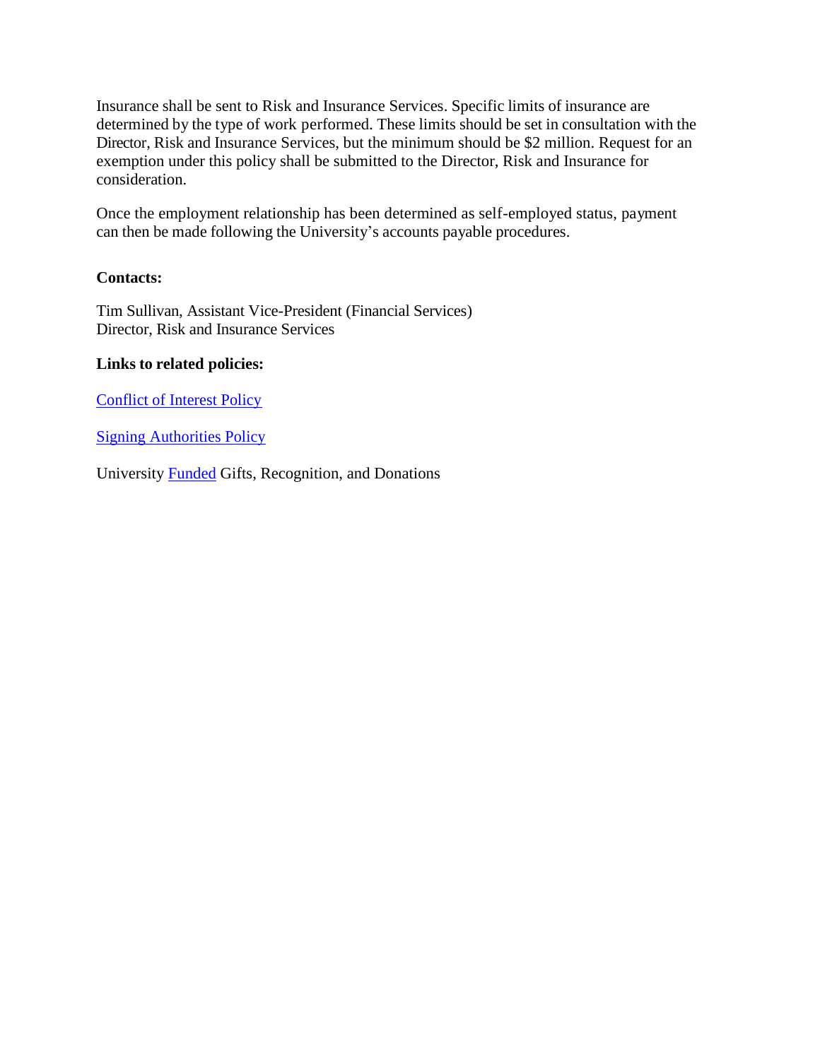Insurance shall be sent to Risk and Insurance Services. Specific limits of insurance are determined by the type of work performed. These limits should be set in consultation with the Director, Risk and Insurance Services, but the minimum should be $2 million. Request for an exemption under this policy shall be submitted to the Director, Risk and Insurance for consideration.

Once the employment relationship has been determined as self-employed status, payment can then be made following the University's accounts payable procedures.

**Contacts:**

Tim Sullivan, Assistant Vice-President (Financial Services)
Director, Risk and Insurance Services

**Links to related policies:**

Conflict of Interest Policy

Signing Authorities Policy

University Funded Gifts, Recognition, and Donations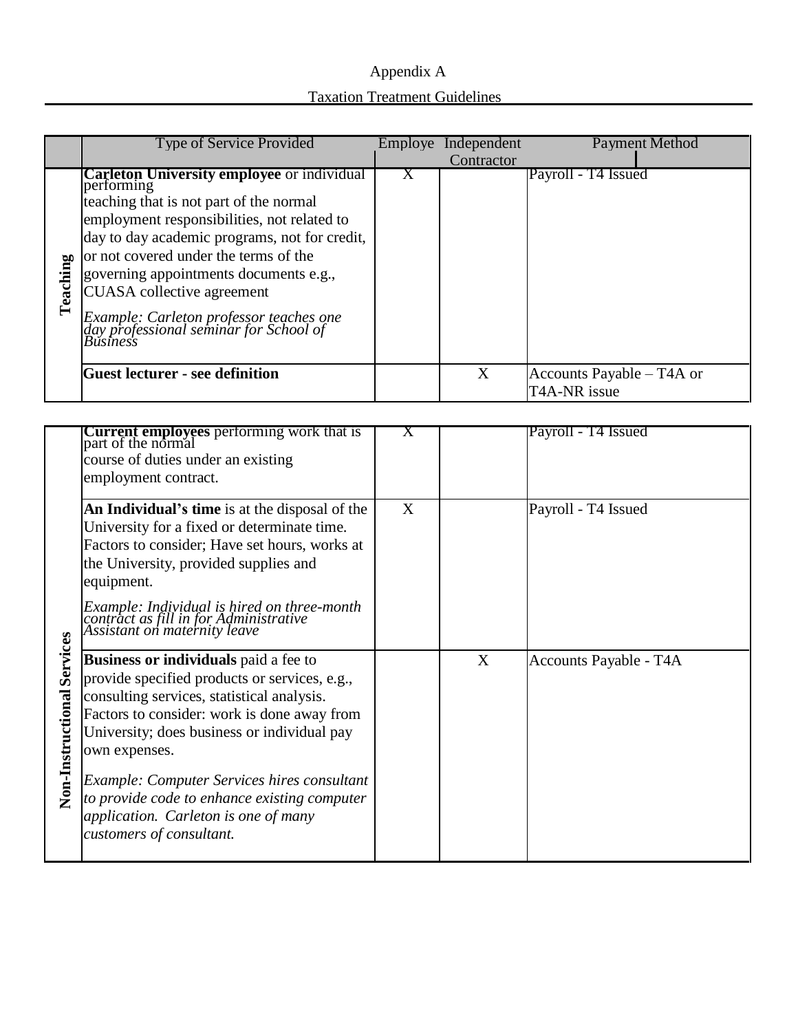Appendix A

Taxation Treatment Guidelines

| | Type of Service Provided | Employe | Independent Contractor | Payment Method |
|---|---|---|---|---|
| **Teaching** | **Carleton University employee** or individual performing teaching that is not part of the normal employment responsibilities, not related to day to day academic programs, not for credit, or not covered under the terms of the governing appointments documents e.g., CUASA collective agreement<br><br>*Example: Carleton professor teaches one day professional seminar for School of Business* | X | | Payroll - T4 Issued |
| | **Guest lecturer - see definition** | | X | Accounts Payable – T4A or T4A-NR issue |

| | Type of Service Provided | Employe | Independent Contractor | Payment Method |
|---|---|---|---|---|
| **Non-Instructional Services** | **Current employees** performing work that is part of the normal course of duties under an existing employment contract. | X | | Payroll - T4 Issued |
| | **An Individual's time** is at the disposal of the University for a fixed or determinate time. Factors to consider; Have set hours, works at the University, provided supplies and equipment.<br><br>*Example: Individual is hired on three-month contract as fill in for Administrative Assistant on maternity leave* | X | | Payroll - T4 Issued |
| | **Business or individuals** paid a fee to provide specified products or services, e.g., consulting services, statistical analysis. Factors to consider: work is done away from University; does business or individual pay own expenses.<br><br>*Example: Computer Services hires consultant to provide code to enhance existing computer application. Carleton is one of many customers of consultant.* | | X | Accounts Payable - T4A |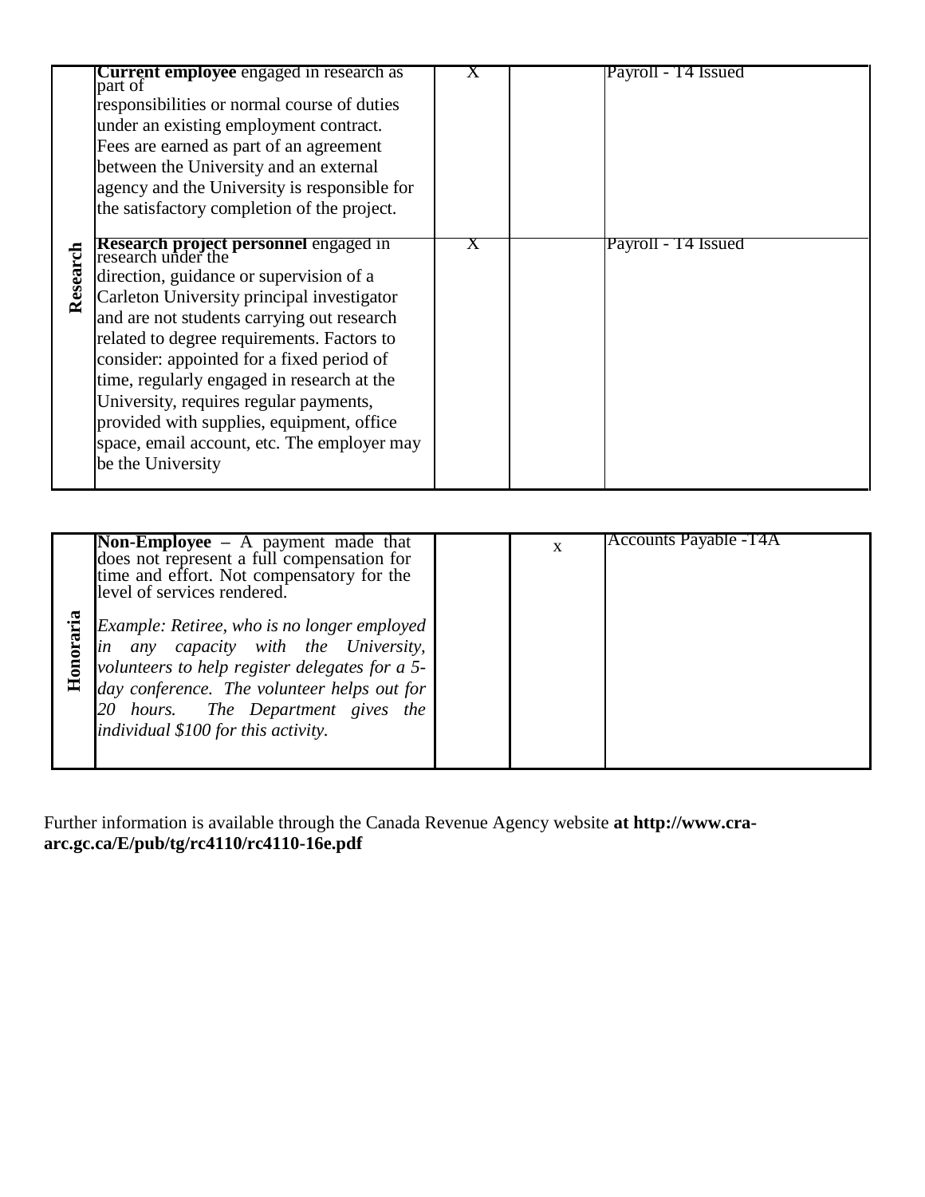| | | | | |
|---|---|---|---|---|
| Research | **Current employee** engaged in research as part of responsibilities or normal course of duties under an existing employment contract. Fees are earned as part of an agreement between the University and an external agency and the University is responsible for the satisfactory completion of the project. | X | | Payroll - T4 Issued |
| | **Research project personnel** engaged in research under the direction, guidance or supervision of a Carleton University principal investigator and are not students carrying out research related to degree requirements. Factors to consider: appointed for a fixed period of time, regularly engaged in research at the University, requires regular payments, provided with supplies, equipment, office space, email account, etc. The employer may be the University | X | | Payroll - T4 Issued |

| | | | | |
|---|---|---|---|---|
| Honoraria | **Non-Employee –** A payment made that does not represent a full compensation for time and effort. Not compensatory for the level of services rendered.<br><br>*Example: Retiree, who is no longer employed in any capacity with the University, volunteers to help register delegates for a 5-day conference. The volunteer helps out for 20 hours. The Department gives the individual $100 for this activity.* | | x | Accounts Payable -T4A |

Further information is available through the Canada Revenue Agency website **at http://www.cra-arc.gc.ca/E/pub/tg/rc4110/rc4110-16e.pdf**